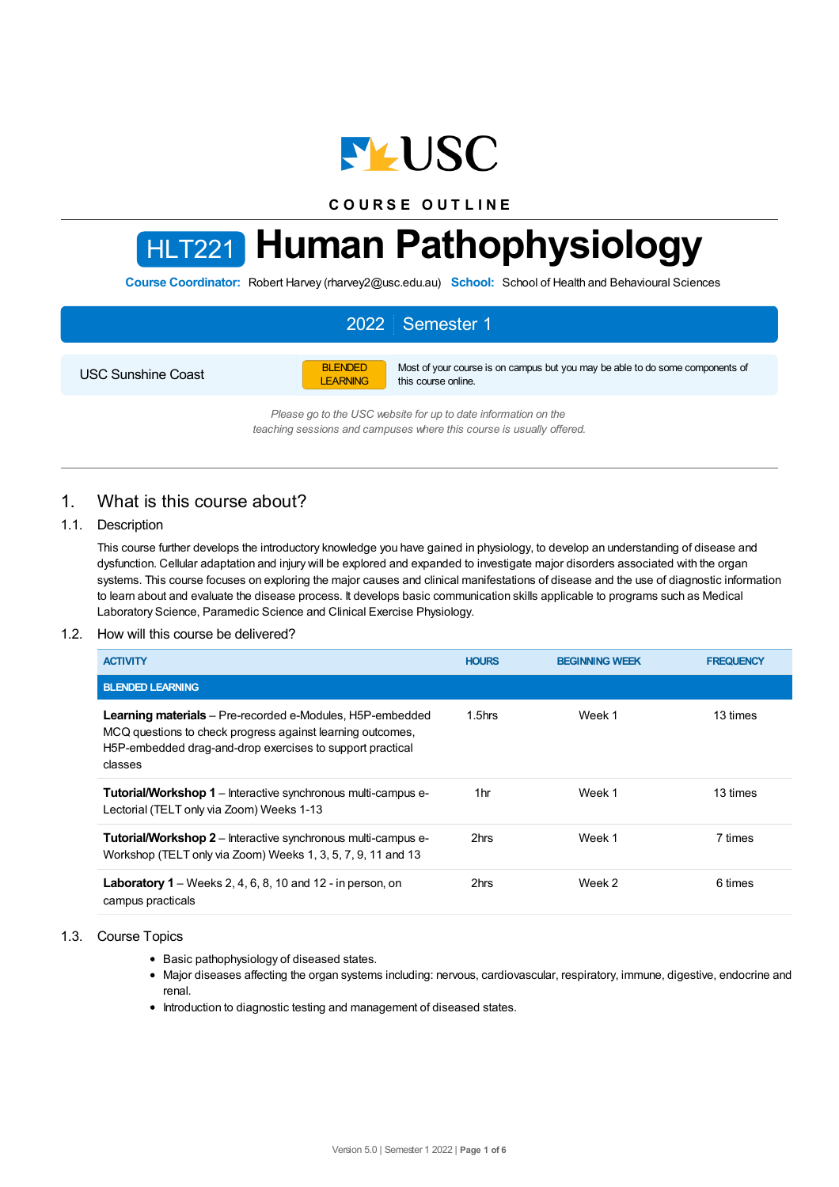COURSE OUTLINE

# HLT221 Human Pathophysiology

**Course Coordinator:** Robert Harvey (rharvey2@usc.edu.au) **School:** School of Health and Behavioural Sciences

**2022 | Semester 1**

USC Sunshine Coast

BLENDED LEARNING — Most of your course is on campus but you may be able to do some components of this course online.

*Please go to the USC website for up to date information on the teaching sessions and campuses where this course is usually offered.*

## 1. What is this course about?

### 1.1. Description

This course further develops the introductory knowledge you have gained in physiology, to develop an understanding of disease and dysfunction. Cellular adaptation and injury will be explored and expanded to investigate major disorders associated with the organ systems. This course focuses on exploring the major causes and clinical manifestations of disease and the use of diagnostic information to learn about and evaluate the disease process. It develops basic communication skills applicable to programs such as Medical Laboratory Science, Paramedic Science and Clinical Exercise Physiology.

### 1.2. How will this course be delivered?

| ACTIVITY | HOURS | BEGINNING WEEK | FREQUENCY |
|---|---|---|---|
| **BLENDED LEARNING** | | | |
| **Learning materials** – Pre-recorded e-Modules, H5P-embedded MCQ questions to check progress against learning outcomes, H5P-embedded drag-and-drop exercises to support practical classes | 1.5hrs | Week 1 | 13 times |
| **Tutorial/Workshop 1** – Interactive synchronous multi-campus e-Lectorial (TELT only via Zoom) Weeks 1-13 | 1hr | Week 1 | 13 times |
| **Tutorial/Workshop 2** – Interactive synchronous multi-campus e-Workshop (TELT only via Zoom) Weeks 1, 3, 5, 7, 9, 11 and 13 | 2hrs | Week 1 | 7 times |
| **Laboratory 1** – Weeks 2, 4, 6, 8, 10 and 12 - in person, on campus practicals | 2hrs | Week 2 | 6 times |

### 1.3. Course Topics

- Basic pathophysiology of diseased states.
- Major diseases affecting the organ systems including: nervous, cardiovascular, respiratory, immune, digestive, endocrine and renal.
- Introduction to diagnostic testing and management of diseased states.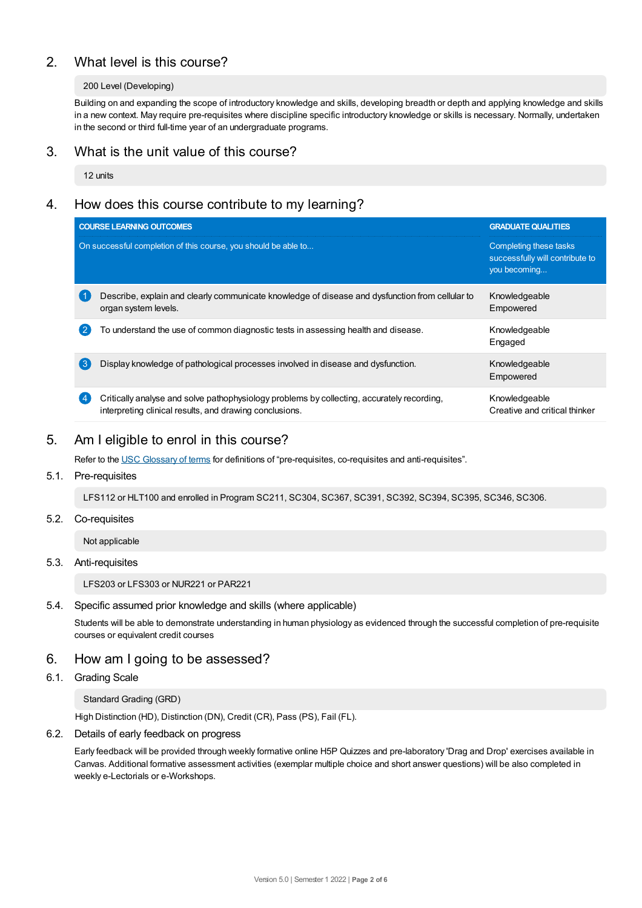## 2. What level is this course?

200 Level (Developing)

Building on and expanding the scope of introductory knowledge and skills, developing breadth or depth and applying knowledge and skills in a new context. May require pre-requisites where discipline specific introductory knowledge or skills is necessary. Normally, undertaken in the second or third full-time year of an undergraduate programs.

## 3. What is the unit value of this course?

12 units

## 4. How does this course contribute to my learning?

| COURSE LEARNING OUTCOMES<br>On successful completion of this course, you should be able to... | GRADUATE QUALITIES<br>Completing these tasks successfully will contribute to you becoming... |
|---|---|
| 1 Describe, explain and clearly communicate knowledge of disease and dysfunction from cellular to organ system levels. | Knowledgeable<br>Empowered |
| 2 To understand the use of common diagnostic tests in assessing health and disease. | Knowledgeable<br>Engaged |
| 3 Display knowledge of pathological processes involved in disease and dysfunction. | Knowledgeable<br>Empowered |
| 4 Critically analyse and solve pathophysiology problems by collecting, accurately recording, interpreting clinical results, and drawing conclusions. | Knowledgeable<br>Creative and critical thinker |

## 5. Am I eligible to enrol in this course?

Refer to the USC Glossary of terms for definitions of “pre-requisites, co-requisites and anti-requisites”.

### 5.1. Pre-requisites

LFS112 or HLT100 and enrolled in Program SC211, SC304, SC367, SC391, SC392, SC394, SC395, SC346, SC306.

### 5.2. Co-requisites

Not applicable

### 5.3. Anti-requisites

LFS203 or LFS303 or NUR221 or PAR221

### 5.4. Specific assumed prior knowledge and skills (where applicable)

Students will be able to demonstrate understanding in human physiology as evidenced through the successful completion of pre-requisite courses or equivalent credit courses

## 6. How am I going to be assessed?

### 6.1. Grading Scale

Standard Grading (GRD)

High Distinction (HD), Distinction (DN), Credit (CR), Pass (PS), Fail (FL).

### 6.2. Details of early feedback on progress

Early feedback will be provided through weekly formative online H5P Quizzes and pre-laboratory 'Drag and Drop' exercises available in Canvas. Additional formative assessment activities (exemplar multiple choice and short answer questions) will be also completed in weekly e-Lectorials or e-Workshops.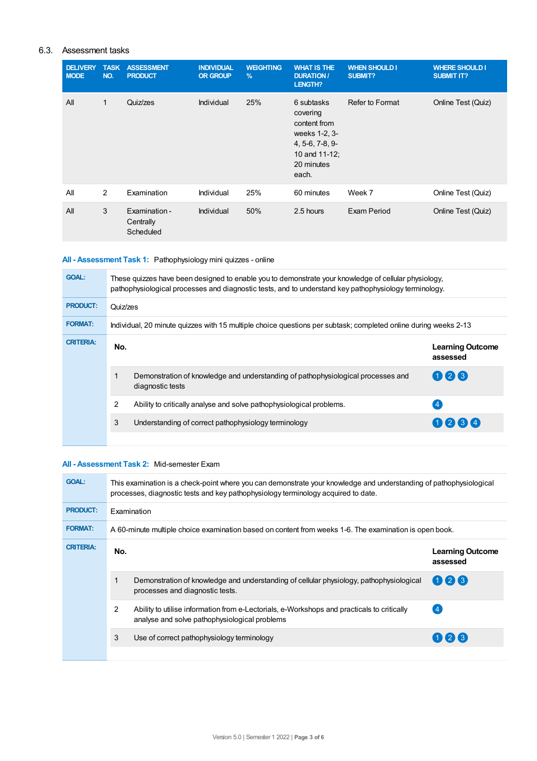### 6.3. Assessment tasks

| DELIVERY MODE | TASK NO. | ASSESSMENT PRODUCT | INDIVIDUAL OR GROUP | WEIGHTING % | WHAT IS THE DURATION / LENGTH? | WHEN SHOULD I SUBMIT? | WHERE SHOULD I SUBMIT IT? |
|---|---|---|---|---|---|---|---|
| All | 1 | Quiz/zes | Individual | 25% | 6 subtasks covering content from weeks 1-2, 3-4, 5-6, 7-8, 9-10 and 11-12; 20 minutes each. | Refer to Format | Online Test (Quiz) |
| All | 2 | Examination | Individual | 25% | 60 minutes | Week 7 | Online Test (Quiz) |
| All | 3 | Examination - Centrally Scheduled | Individual | 50% | 2.5 hours | Exam Period | Online Test (Quiz) |

**All - Assessment Task 1:** Pathophysiology mini quizzes - online

**GOAL:** These quizzes have been designed to enable you to demonstrate your knowledge of cellular physiology, pathophysiological processes and diagnostic tests, and to understand key pathophysiology terminology.

**PRODUCT:** Quiz/zes

**FORMAT:** Individual, 20 minute quizzes with 15 multiple choice questions per subtask; completed online during weeks 2-13

**CRITERIA:**

| No. | | Learning Outcome assessed |
|---|---|---|
| 1 | Demonstration of knowledge and understanding of pathophysiological processes and diagnostic tests | 1 2 3 |
| 2 | Ability to critically analyse and solve pathophysiological problems. | 4 |
| 3 | Understanding of correct pathophysiology terminology | 1 2 3 4 |

**All - Assessment Task 2:** Mid-semester Exam

**GOAL:** This examination is a check-point where you can demonstrate your knowledge and understanding of pathophysiological processes, diagnostic tests and key pathophysiology terminology acquired to date.

**PRODUCT:** Examination

**FORMAT:** A 60-minute multiple choice examination based on content from weeks 1-6. The examination is open book.

**CRITERIA:**

| No. | | Learning Outcome assessed |
|---|---|---|
| 1 | Demonstration of knowledge and understanding of cellular physiology, pathophysiological processes and diagnostic tests. | 1 2 3 |
| 2 | Ability to utilise information from e-Lectorials, e-Workshops and practicals to critically analyse and solve pathophysiological problems | 4 |
| 3 | Use of correct pathophysiology terminology | 1 2 3 |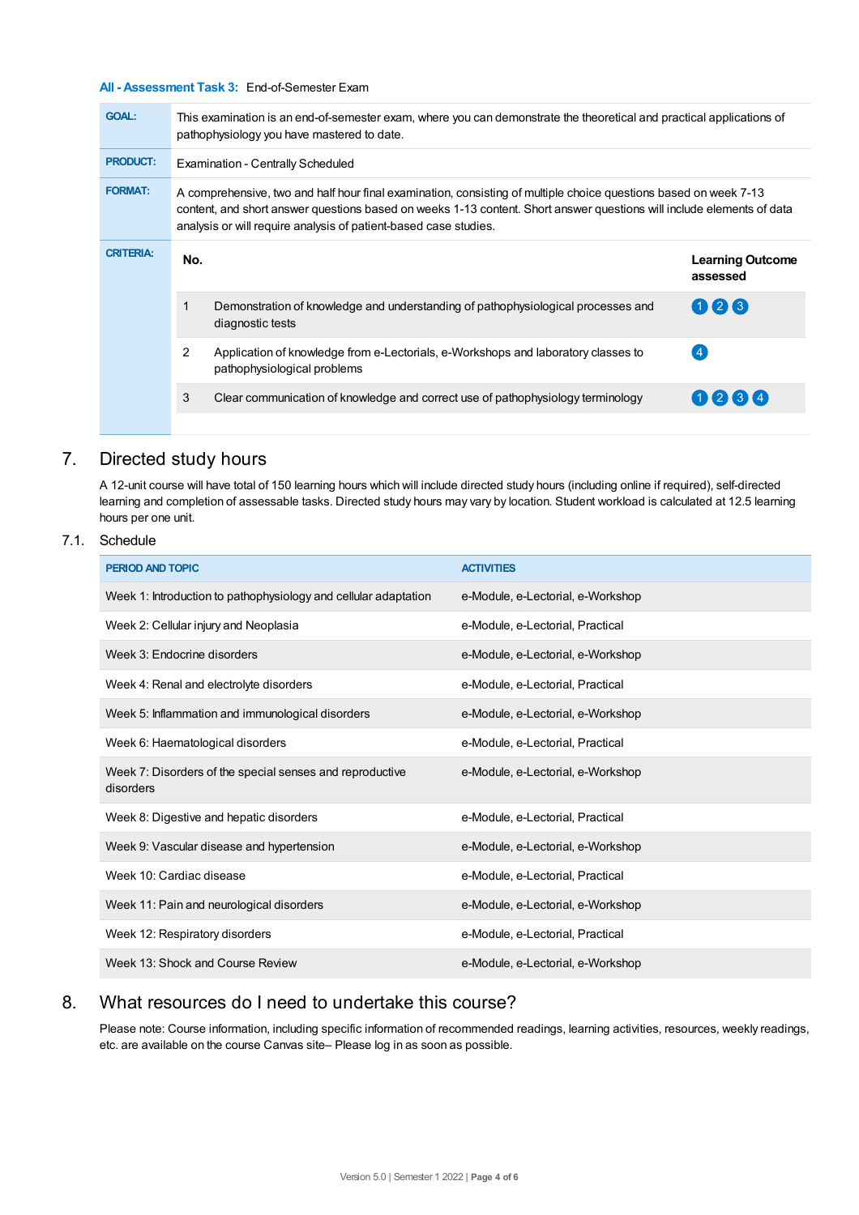**All - Assessment Task 3:** End-of-Semester Exam

| | |
|---|---|
| **GOAL:** | This examination is an end-of-semester exam, where you can demonstrate the theoretical and practical applications of pathophysiology you have mastered to date. |
| **PRODUCT:** | Examination - Centrally Scheduled |
| **FORMAT:** | A comprehensive, two and half hour final examination, consisting of multiple choice questions based on week 7-13 content, and short answer questions based on weeks 1-13 content. Short answer questions will include elements of data analysis or will require analysis of patient-based case studies. |
| **CRITERIA:** | |

| No. | | Learning Outcome assessed |
|---|---|---|
| 1 | Demonstration of knowledge and understanding of pathophysiological processes and diagnostic tests | 1 2 3 |
| 2 | Application of knowledge from e-Lectorials, e-Workshops and laboratory classes to pathophysiological problems | 4 |
| 3 | Clear communication of knowledge and correct use of pathophysiology terminology | 1 2 3 4 |

## 7. Directed study hours

A 12-unit course will have total of 150 learning hours which will include directed study hours (including online if required), self-directed learning and completion of assessable tasks. Directed study hours may vary by location. Student workload is calculated at 12.5 learning hours per one unit.

### 7.1. Schedule

| PERIOD AND TOPIC | ACTIVITIES |
|---|---|
| Week 1: Introduction to pathophysiology and cellular adaptation | e-Module, e-Lectorial, e-Workshop |
| Week 2: Cellular injury and Neoplasia | e-Module, e-Lectorial, Practical |
| Week 3: Endocrine disorders | e-Module, e-Lectorial, e-Workshop |
| Week 4: Renal and electrolyte disorders | e-Module, e-Lectorial, Practical |
| Week 5: Inflammation and immunological disorders | e-Module, e-Lectorial, e-Workshop |
| Week 6: Haematological disorders | e-Module, e-Lectorial, Practical |
| Week 7: Disorders of the special senses and reproductive disorders | e-Module, e-Lectorial, e-Workshop |
| Week 8: Digestive and hepatic disorders | e-Module, e-Lectorial, Practical |
| Week 9: Vascular disease and hypertension | e-Module, e-Lectorial, e-Workshop |
| Week 10: Cardiac disease | e-Module, e-Lectorial, Practical |
| Week 11: Pain and neurological disorders | e-Module, e-Lectorial, e-Workshop |
| Week 12: Respiratory disorders | e-Module, e-Lectorial, Practical |
| Week 13: Shock and Course Review | e-Module, e-Lectorial, e-Workshop |

## 8. What resources do I need to undertake this course?

Please note: Course information, including specific information of recommended readings, learning activities, resources, weekly readings, etc. are available on the course Canvas site– Please log in as soon as possible.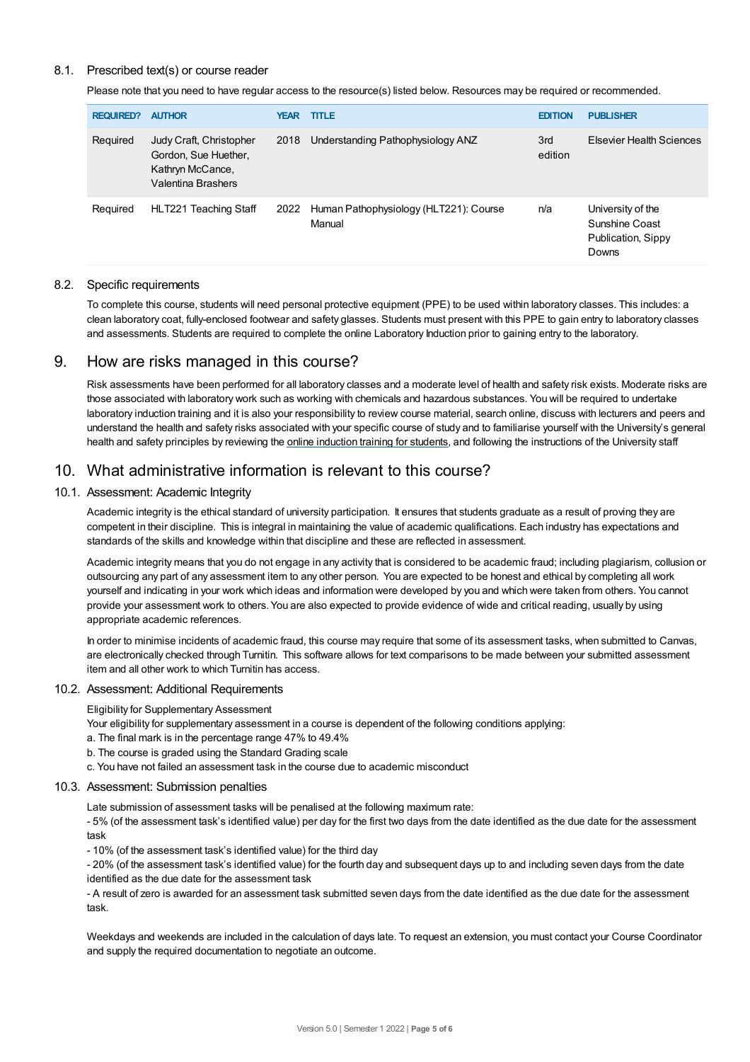### 8.1. Prescribed text(s) or course reader

Please note that you need to have regular access to the resource(s) listed below. Resources may be required or recommended.

| REQUIRED? | AUTHOR | YEAR | TITLE | EDITION | PUBLISHER |
|---|---|---|---|---|---|
| Required | Judy Craft, Christopher Gordon, Sue Huether, Kathryn McCance, Valentina Brashers | 2018 | Understanding Pathophysiology ANZ | 3rd edition | Elsevier Health Sciences |
| Required | HLT221 Teaching Staff | 2022 | Human Pathophysiology (HLT221): Course Manual | n/a | University of the Sunshine Coast Publication, Sippy Downs |

### 8.2. Specific requirements

To complete this course, students will need personal protective equipment (PPE) to be used within laboratory classes. This includes: a clean laboratory coat, fully-enclosed footwear and safety glasses. Students must present with this PPE to gain entry to laboratory classes and assessments. Students are required to complete the online Laboratory Induction prior to gaining entry to the laboratory.

## 9. How are risks managed in this course?

Risk assessments have been performed for all laboratory classes and a moderate level of health and safety risk exists. Moderate risks are those associated with laboratory work such as working with chemicals and hazardous substances. You will be required to undertake laboratory induction training and it is also your responsibility to review course material, search online, discuss with lecturers and peers and understand the health and safety risks associated with your specific course of study and to familiarise yourself with the University's general health and safety principles by reviewing the online induction training for students, and following the instructions of the University staff

## 10. What administrative information is relevant to this course?

### 10.1. Assessment: Academic Integrity

Academic integrity is the ethical standard of university participation. It ensures that students graduate as a result of proving they are competent in their discipline. This is integral in maintaining the value of academic qualifications. Each industry has expectations and standards of the skills and knowledge within that discipline and these are reflected in assessment.

Academic integrity means that you do not engage in any activity that is considered to be academic fraud; including plagiarism, collusion or outsourcing any part of any assessment item to any other person. You are expected to be honest and ethical by completing all work yourself and indicating in your work which ideas and information were developed by you and which were taken from others. You cannot provide your assessment work to others. You are also expected to provide evidence of wide and critical reading, usually by using appropriate academic references.

In order to minimise incidents of academic fraud, this course may require that some of its assessment tasks, when submitted to Canvas, are electronically checked through Turnitin. This software allows for text comparisons to be made between your submitted assessment item and all other work to which Turnitin has access.

### 10.2. Assessment: Additional Requirements

Eligibility for Supplementary Assessment

Your eligibility for supplementary assessment in a course is dependent of the following conditions applying:

a. The final mark is in the percentage range 47% to 49.4%

b. The course is graded using the Standard Grading scale

c. You have not failed an assessment task in the course due to academic misconduct

### 10.3. Assessment: Submission penalties

Late submission of assessment tasks will be penalised at the following maximum rate:

- 5% (of the assessment task's identified value) per day for the first two days from the date identified as the due date for the assessment task
- 10% (of the assessment task's identified value) for the third day
- 20% (of the assessment task's identified value) for the fourth day and subsequent days up to and including seven days from the date identified as the due date for the assessment task
- A result of zero is awarded for an assessment task submitted seven days from the date identified as the due date for the assessment task.

Weekdays and weekends are included in the calculation of days late. To request an extension, you must contact your Course Coordinator and supply the required documentation to negotiate an outcome.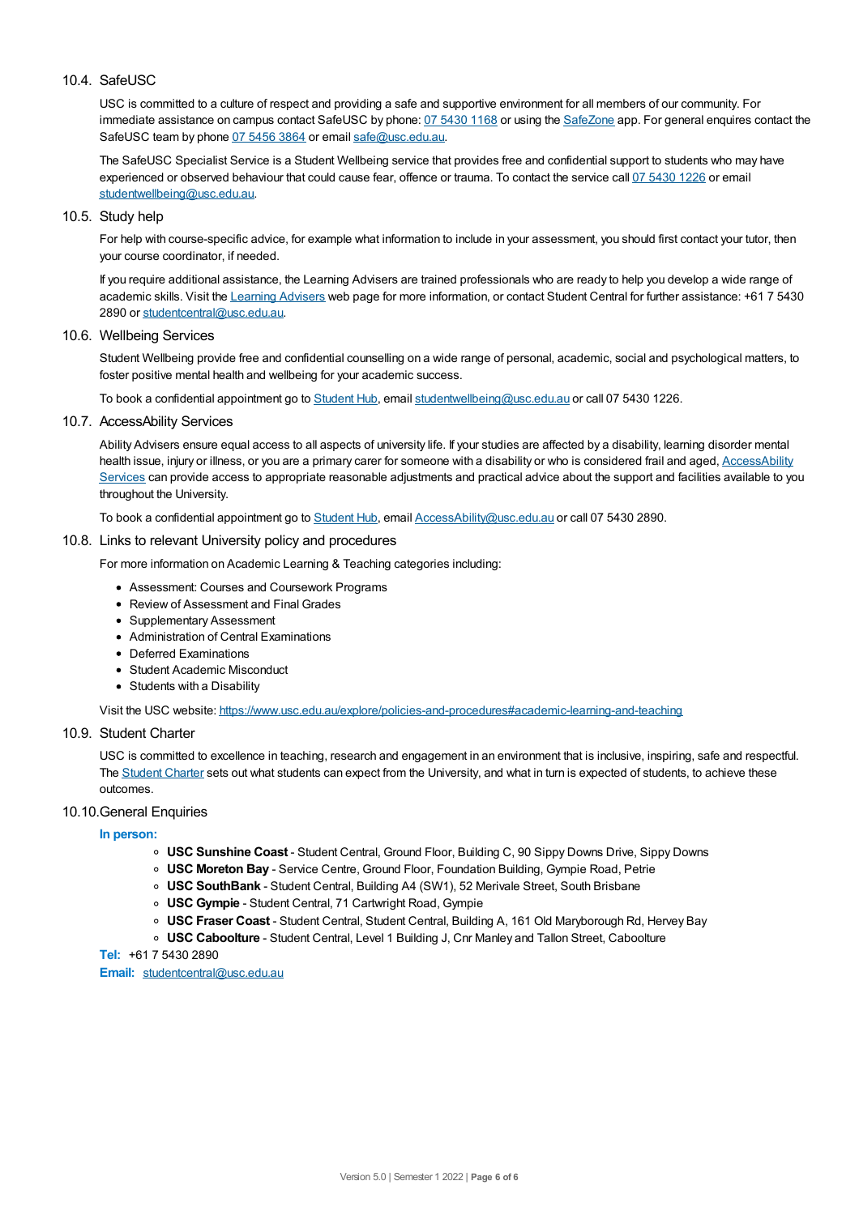### 10.4. SafeUSC

USC is committed to a culture of respect and providing a safe and supportive environment for all members of our community. For immediate assistance on campus contact SafeUSC by phone: 07 5430 1168 or using the SafeZone app. For general enquires contact the SafeUSC team by phone 07 5456 3864 or email safe@usc.edu.au.

The SafeUSC Specialist Service is a Student Wellbeing service that provides free and confidential support to students who may have experienced or observed behaviour that could cause fear, offence or trauma. To contact the service call 07 5430 1226 or email studentwellbeing@usc.edu.au.

### 10.5. Study help

For help with course-specific advice, for example what information to include in your assessment, you should first contact your tutor, then your course coordinator, if needed.

If you require additional assistance, the Learning Advisers are trained professionals who are ready to help you develop a wide range of academic skills. Visit the Learning Advisers web page for more information, or contact Student Central for further assistance: +61 7 5430 2890 or studentcentral@usc.edu.au.

### 10.6. Wellbeing Services

Student Wellbeing provide free and confidential counselling on a wide range of personal, academic, social and psychological matters, to foster positive mental health and wellbeing for your academic success.

To book a confidential appointment go to Student Hub, email studentwellbeing@usc.edu.au or call 07 5430 1226.

### 10.7. AccessAbility Services

Ability Advisers ensure equal access to all aspects of university life. If your studies are affected by a disability, learning disorder mental health issue, injury or illness, or you are a primary carer for someone with a disability or who is considered frail and aged, AccessAbility Services can provide access to appropriate reasonable adjustments and practical advice about the support and facilities available to you throughout the University.

To book a confidential appointment go to Student Hub, email AccessAbility@usc.edu.au or call 07 5430 2890.

### 10.8. Links to relevant University policy and procedures

For more information on Academic Learning & Teaching categories including:

- Assessment: Courses and Coursework Programs
- Review of Assessment and Final Grades
- Supplementary Assessment
- Administration of Central Examinations
- Deferred Examinations
- Student Academic Misconduct
- Students with a Disability

Visit the USC website: https://www.usc.edu.au/explore/policies-and-procedures#academic-learning-and-teaching

### 10.9. Student Charter

USC is committed to excellence in teaching, research and engagement in an environment that is inclusive, inspiring, safe and respectful. The Student Charter sets out what students can expect from the University, and what in turn is expected of students, to achieve these outcomes.

### 10.10. General Enquiries

**In person:**

- **USC Sunshine Coast** - Student Central, Ground Floor, Building C, 90 Sippy Downs Drive, Sippy Downs
- **USC Moreton Bay** - Service Centre, Ground Floor, Foundation Building, Gympie Road, Petrie
- **USC SouthBank** - Student Central, Building A4 (SW1), 52 Merivale Street, South Brisbane
- **USC Gympie** - Student Central, 71 Cartwright Road, Gympie
- **USC Fraser Coast** - Student Central, Student Central, Building A, 161 Old Maryborough Rd, Hervey Bay
- **USC Caboolture** - Student Central, Level 1 Building J, Cnr Manley and Tallon Street, Caboolture

**Tel:** +61 7 5430 2890

**Email:** studentcentral@usc.edu.au